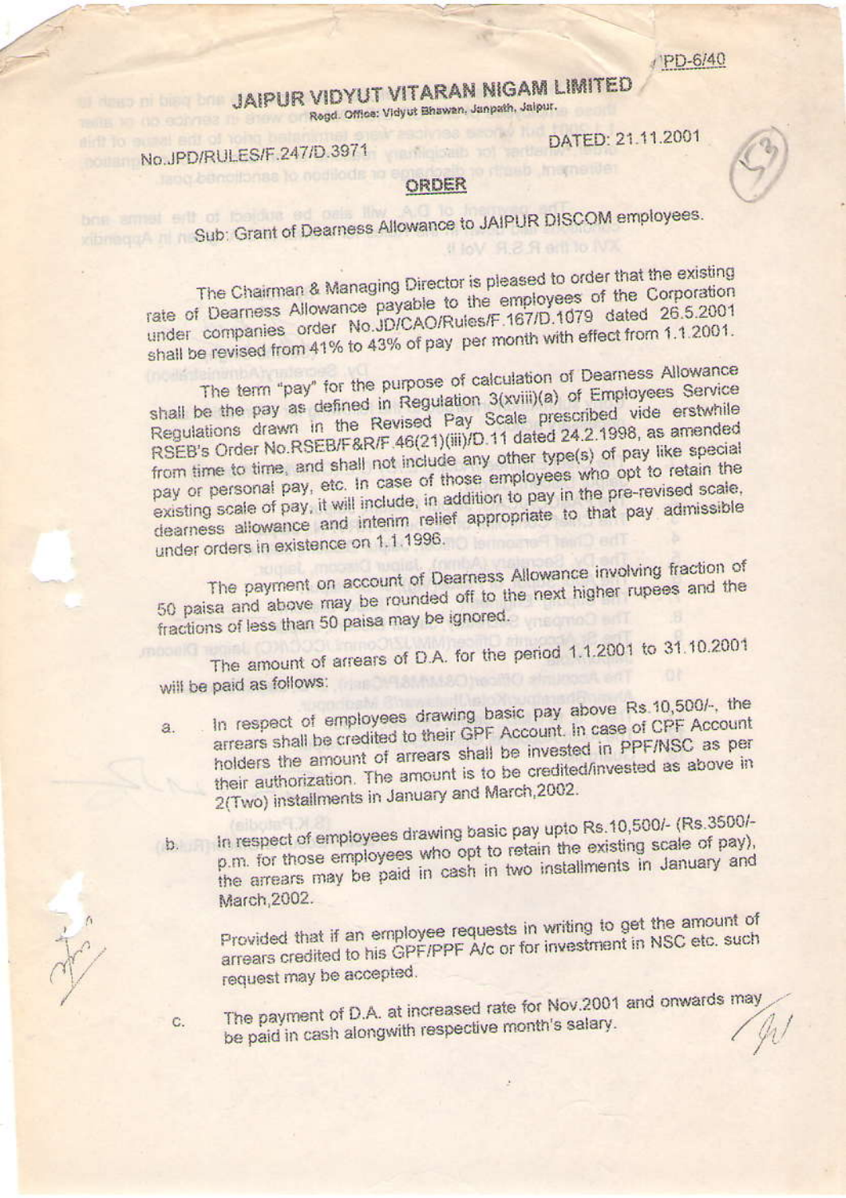PD-6/40

# JAIPUR VIDYUT VITARAN NIGAM LIMITED

Regd. Office: Vidyut Bhawan, Janpath, Jaipur.

No.JPD/RULES/F.247/D.3971 DATED: 21.11.2001

## ORDER

Sub: Grant of Dearness Allowance to JAIPUR DISCOM employees.

The Chairman & Managing Director is pleased to order that the existing rate of Dearness Allowance payable to the employees of the Corporation under companies order No.JD/CAO/Rules/F.167/D.1079 dated 26.5.2001 shall be revised from 41% to 43% of pay per month with effect from 1.1.2001.

The term "pay" for the purpose of calculation of Dearness Allowance shall be the pay as defined in Regulation 3(xviii)(a) of Employees Service Regulations drawn in the Revised Pay Scale prescribed vide erstwhile RSEB's Order No.RSEB/F&R/F.46(21)(iii)/D.11 dated 24.2.1998, as amended from time to time, and shall not include any other type(s) of pay like special pay or personal pay, etc. In case of those employees who opt to retain the existing scale of pay, it will include, in addition to pay in the pre-revised scale, dearness allowance and interim relief appropriate to that pay admissible under orders in existence on 1.1.1996.

The payment on account of Dearness Allowance involving fraction of 50 paisa and above may be rounded off to the next higher rupees and the fractions of less than 50 paisa may be ignored.

The amount of arrears of D.A. for the period 1.1.2001 to 31.10.2001 will be paid as follows:

a. In respect of employees drawing basic pay above Rs.10,500/-, the arrears shall be credited to their GPF Account. In case of CPF Account holders the amount of arrears shall be invested in PPF/NSC as per their authorization. The amount is to be credited/invested as above in 2(Two) installments in January and March,2002.

b. In respect of employees drawing basic pay upto Rs.10,500/- (Rs.3500/- p.m. for those employees who opt to retain the existing scale of pay), the arrears may be paid in cash in two installments in January and March,2002.

   Provided that if an employee requests in writing to get the amount of arrears credited to his GPF/PPF A/c or for investment in NSC etc. such request may be accepted.

c. The payment of D.A. at increased rate for Nov.2001 and onwards may be paid in cash alongwith respective month's salary.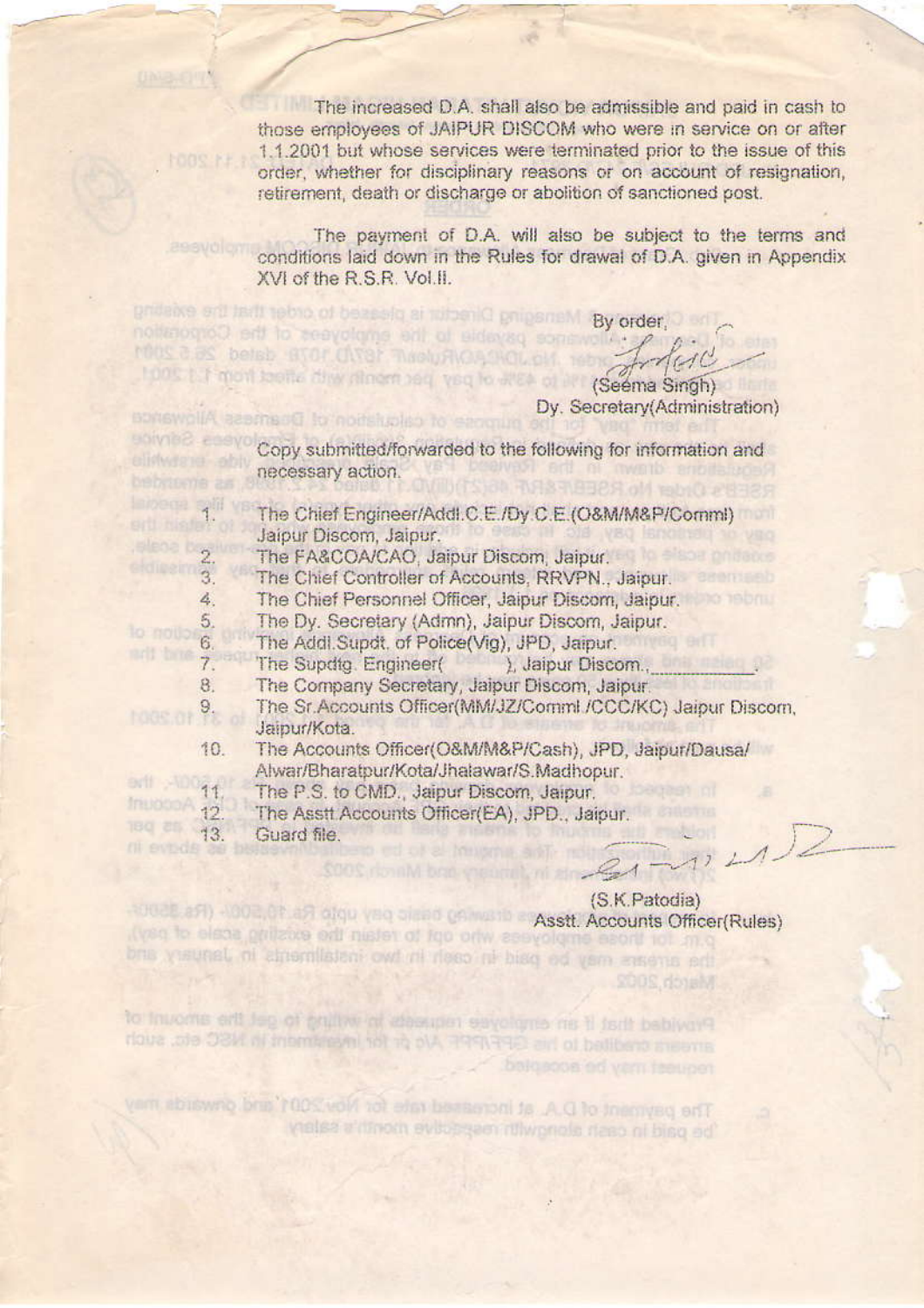The increased D.A. shall also be admissible and paid in cash to those employees of JAIPUR DISCOM who were in service on or after 1.1.2001 but whose services were terminated prior to the issue of this order, whether for disciplinary reasons or on account of resignation, retirement, death or discharge or abolition of sanctioned post.

The payment of D.A. will also be subject to the terms and conditions laid down in the Rules for drawal of D.A. given in Appendix XVI of the R.S.R. Vol.II.

By order,

(Seema Singh)
Dy. Secretary(Administration)

Copy submitted/forwarded to the following for information and necessary action.

1. The Chief Engineer/Addl.C.E./Dy.C.E.(O&M/M&P/Comml) Jaipur Discom, Jaipur.
2. The FA&COA/CAO, Jaipur Discom, Jaipur.
3. The Chief Controller of Accounts, RRVPN., Jaipur.
4. The Chief Personnel Officer, Jaipur Discom, Jaipur.
5. The Dy. Secretary (Admn), Jaipur Discom, Jaipur.
6. The Addl.Supdt. of Police(Vig), JPD, Jaipur.
7. The Supdtg. Engineer( ), Jaipur Discom.,
8. The Company Secretary, Jaipur Discom, Jaipur.
9. The Sr.Accounts Officer(MM/JZ/Comml./CCC/KC) Jaipur Discom, Jaipur/Kota.
10. The Accounts Officer(O&M/M&P/Cash), JPD, Jaipur/Dausa/Alwar/Bharatpur/Kota/Jhalawar/S.Madhopur.
11. The P.S. to CMD., Jaipur Discom, Jaipur.
12. The Asstt.Accounts Officer(EA), JPD., Jaipur.
13. Guard file.

(S.K.Patodia)
Asstt. Accounts Officer(Rules)